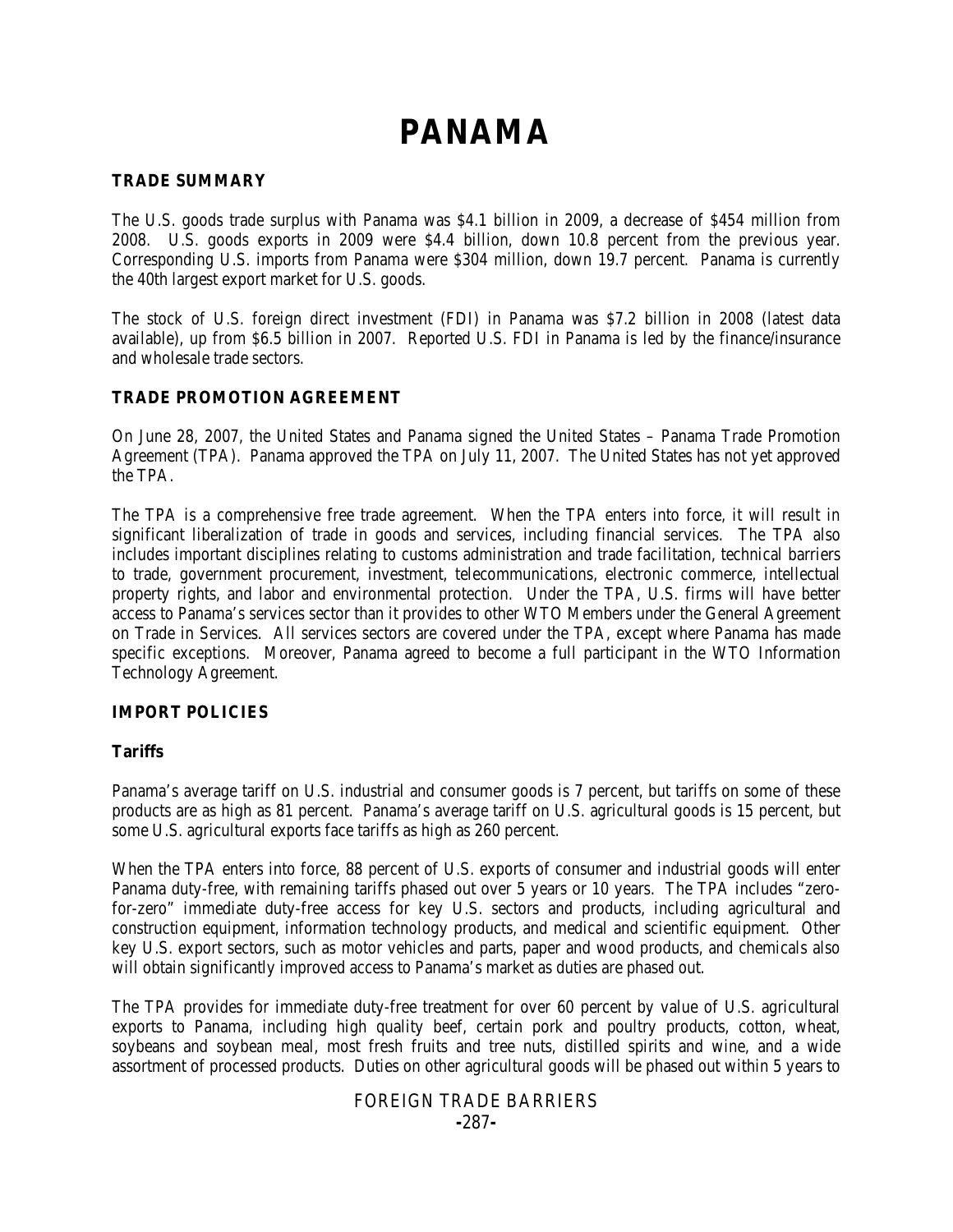# PANAMA

## TRADE SUMMARY

The U.S. goods trade surplus with Panama was $4.1 billion in 2009, a decrease of $454 million from 2008. U.S. goods exports in 2009 were $4.4 billion, down 10.8 percent from the previous year. Corresponding U.S. imports from Panama were $304 million, down 19.7 percent. Panama is currently the 40th largest export market for U.S. goods.

The stock of U.S. foreign direct investment (FDI) in Panama was $7.2 billion in 2008 (latest data available), up from $6.5 billion in 2007. Reported U.S. FDI in Panama is led by the finance/insurance and wholesale trade sectors.

## TRADE PROMOTION AGREEMENT

On June 28, 2007, the United States and Panama signed the United States – Panama Trade Promotion Agreement (TPA). Panama approved the TPA on July 11, 2007. The United States has not yet approved the TPA.

The TPA is a comprehensive free trade agreement. When the TPA enters into force, it will result in significant liberalization of trade in goods and services, including financial services. The TPA also includes important disciplines relating to customs administration and trade facilitation, technical barriers to trade, government procurement, investment, telecommunications, electronic commerce, intellectual property rights, and labor and environmental protection. Under the TPA, U.S. firms will have better access to Panama's services sector than it provides to other WTO Members under the General Agreement on Trade in Services. All services sectors are covered under the TPA, except where Panama has made specific exceptions. Moreover, Panama agreed to become a full participant in the WTO Information Technology Agreement.

## IMPORT POLICIES

### Tariffs

Panama's average tariff on U.S. industrial and consumer goods is 7 percent, but tariffs on some of these products are as high as 81 percent. Panama's average tariff on U.S. agricultural goods is 15 percent, but some U.S. agricultural exports face tariffs as high as 260 percent.

When the TPA enters into force, 88 percent of U.S. exports of consumer and industrial goods will enter Panama duty-free, with remaining tariffs phased out over 5 years or 10 years. The TPA includes "zero-for-zero" immediate duty-free access for key U.S. sectors and products, including agricultural and construction equipment, information technology products, and medical and scientific equipment. Other key U.S. export sectors, such as motor vehicles and parts, paper and wood products, and chemicals also will obtain significantly improved access to Panama's market as duties are phased out.

The TPA provides for immediate duty-free treatment for over 60 percent by value of U.S. agricultural exports to Panama, including high quality beef, certain pork and poultry products, cotton, wheat, soybeans and soybean meal, most fresh fruits and tree nuts, distilled spirits and wine, and a wide assortment of processed products. Duties on other agricultural goods will be phased out within 5 years to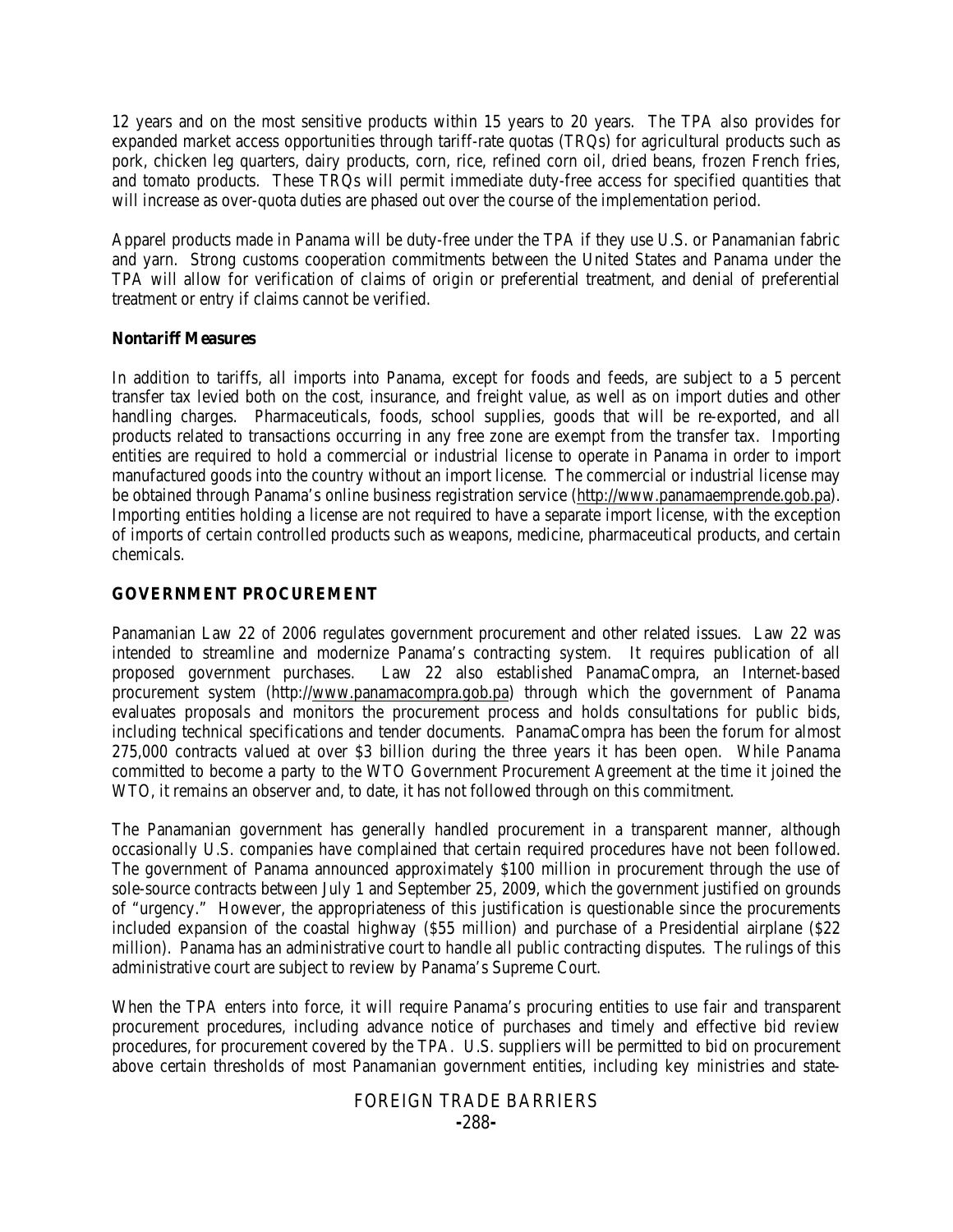12 years and on the most sensitive products within 15 years to 20 years. The TPA also provides for expanded market access opportunities through tariff-rate quotas (TRQs) for agricultural products such as pork, chicken leg quarters, dairy products, corn, rice, refined corn oil, dried beans, frozen French fries, and tomato products. These TRQs will permit immediate duty-free access for specified quantities that will increase as over-quota duties are phased out over the course of the implementation period.

Apparel products made in Panama will be duty-free under the TPA if they use U.S. or Panamanian fabric and yarn. Strong customs cooperation commitments between the United States and Panama under the TPA will allow for verification of claims of origin or preferential treatment, and denial of preferential treatment or entry if claims cannot be verified.

### Nontariff Measures

In addition to tariffs, all imports into Panama, except for foods and feeds, are subject to a 5 percent transfer tax levied both on the cost, insurance, and freight value, as well as on import duties and other handling charges. Pharmaceuticals, foods, school supplies, goods that will be re-exported, and all products related to transactions occurring in any free zone are exempt from the transfer tax. Importing entities are required to hold a commercial or industrial license to operate in Panama in order to import manufactured goods into the country without an import license. The commercial or industrial license may be obtained through Panama's online business registration service (http://www.panamaemprende.gob.pa). Importing entities holding a license are not required to have a separate import license, with the exception of imports of certain controlled products such as weapons, medicine, pharmaceutical products, and certain chemicals.

## GOVERNMENT PROCUREMENT

Panamanian Law 22 of 2006 regulates government procurement and other related issues. Law 22 was intended to streamline and modernize Panama's contracting system. It requires publication of all proposed government purchases. Law 22 also established PanamaCompra, an Internet-based procurement system (http://www.panamacompra.gob.pa) through which the government of Panama evaluates proposals and monitors the procurement process and holds consultations for public bids, including technical specifications and tender documents. PanamaCompra has been the forum for almost 275,000 contracts valued at over $3 billion during the three years it has been open. While Panama committed to become a party to the WTO Government Procurement Agreement at the time it joined the WTO, it remains an observer and, to date, it has not followed through on this commitment.

The Panamanian government has generally handled procurement in a transparent manner, although occasionally U.S. companies have complained that certain required procedures have not been followed. The government of Panama announced approximately $100 million in procurement through the use of sole-source contracts between July 1 and September 25, 2009, which the government justified on grounds of "urgency." However, the appropriateness of this justification is questionable since the procurements included expansion of the coastal highway ($55 million) and purchase of a Presidential airplane ($22 million). Panama has an administrative court to handle all public contracting disputes. The rulings of this administrative court are subject to review by Panama's Supreme Court.

When the TPA enters into force, it will require Panama's procuring entities to use fair and transparent procurement procedures, including advance notice of purchases and timely and effective bid review procedures, for procurement covered by the TPA. U.S. suppliers will be permitted to bid on procurement above certain thresholds of most Panamanian government entities, including key ministries and state-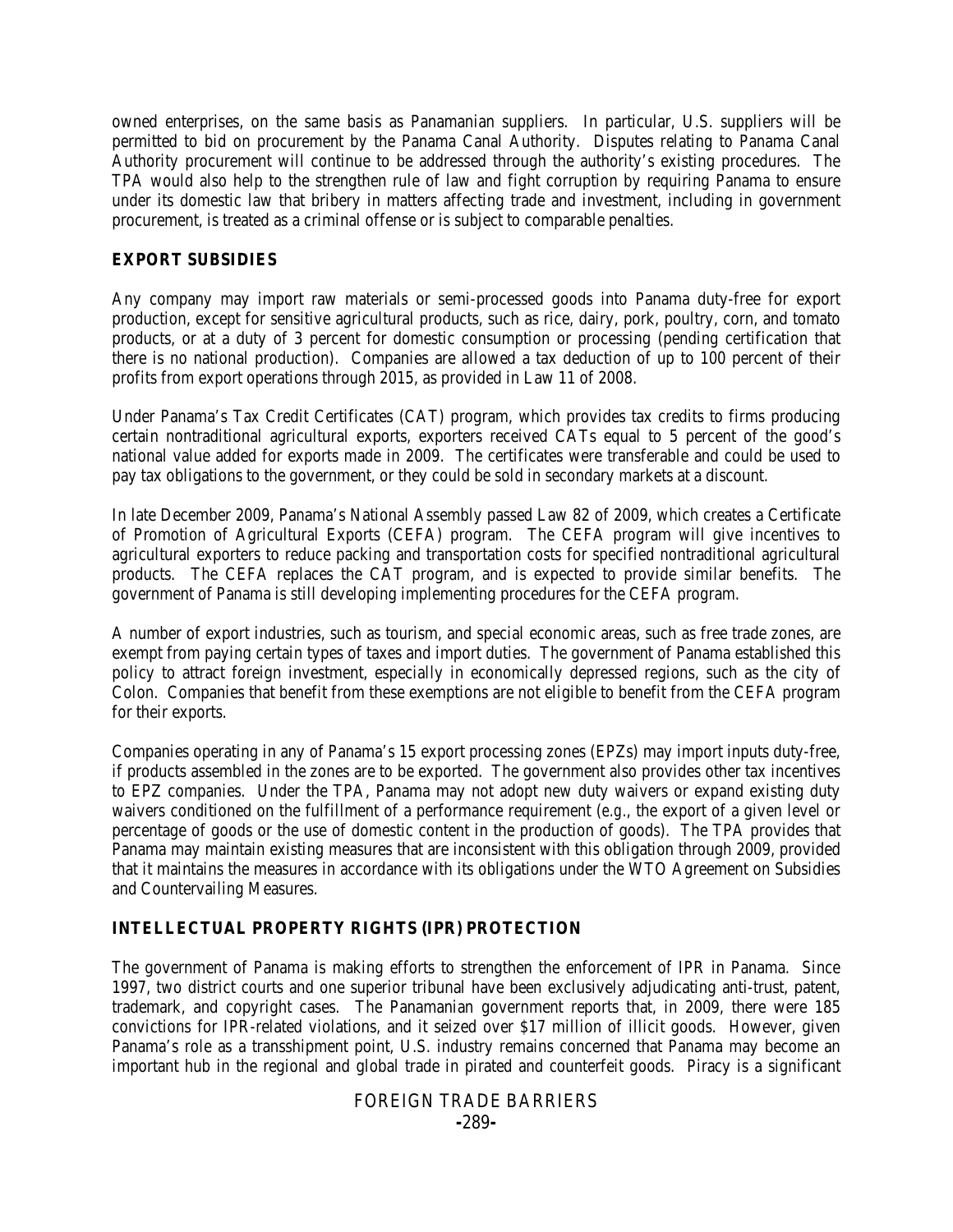owned enterprises, on the same basis as Panamanian suppliers. In particular, U.S. suppliers will be permitted to bid on procurement by the Panama Canal Authority. Disputes relating to Panama Canal Authority procurement will continue to be addressed through the authority's existing procedures. The TPA would also help to the strengthen rule of law and fight corruption by requiring Panama to ensure under its domestic law that bribery in matters affecting trade and investment, including in government procurement, is treated as a criminal offense or is subject to comparable penalties.

## EXPORT SUBSIDIES

Any company may import raw materials or semi-processed goods into Panama duty-free for export production, except for sensitive agricultural products, such as rice, dairy, pork, poultry, corn, and tomato products, or at a duty of 3 percent for domestic consumption or processing (pending certification that there is no national production). Companies are allowed a tax deduction of up to 100 percent of their profits from export operations through 2015, as provided in Law 11 of 2008.

Under Panama's Tax Credit Certificates (CAT) program, which provides tax credits to firms producing certain nontraditional agricultural exports, exporters received CATs equal to 5 percent of the good's national value added for exports made in 2009. The certificates were transferable and could be used to pay tax obligations to the government, or they could be sold in secondary markets at a discount.

In late December 2009, Panama's National Assembly passed Law 82 of 2009, which creates a Certificate of Promotion of Agricultural Exports (CEFA) program. The CEFA program will give incentives to agricultural exporters to reduce packing and transportation costs for specified nontraditional agricultural products. The CEFA replaces the CAT program, and is expected to provide similar benefits. The government of Panama is still developing implementing procedures for the CEFA program.

A number of export industries, such as tourism, and special economic areas, such as free trade zones, are exempt from paying certain types of taxes and import duties. The government of Panama established this policy to attract foreign investment, especially in economically depressed regions, such as the city of Colon. Companies that benefit from these exemptions are not eligible to benefit from the CEFA program for their exports.

Companies operating in any of Panama's 15 export processing zones (EPZs) may import inputs duty-free, if products assembled in the zones are to be exported. The government also provides other tax incentives to EPZ companies. Under the TPA, Panama may not adopt new duty waivers or expand existing duty waivers conditioned on the fulfillment of a performance requirement (e.g., the export of a given level or percentage of goods or the use of domestic content in the production of goods). The TPA provides that Panama may maintain existing measures that are inconsistent with this obligation through 2009, provided that it maintains the measures in accordance with its obligations under the WTO Agreement on Subsidies and Countervailing Measures.

## INTELLECTUAL PROPERTY RIGHTS (IPR) PROTECTION

The government of Panama is making efforts to strengthen the enforcement of IPR in Panama. Since 1997, two district courts and one superior tribunal have been exclusively adjudicating anti-trust, patent, trademark, and copyright cases. The Panamanian government reports that, in 2009, there were 185 convictions for IPR-related violations, and it seized over $17 million of illicit goods. However, given Panama's role as a transshipment point, U.S. industry remains concerned that Panama may become an important hub in the regional and global trade in pirated and counterfeit goods. Piracy is a significant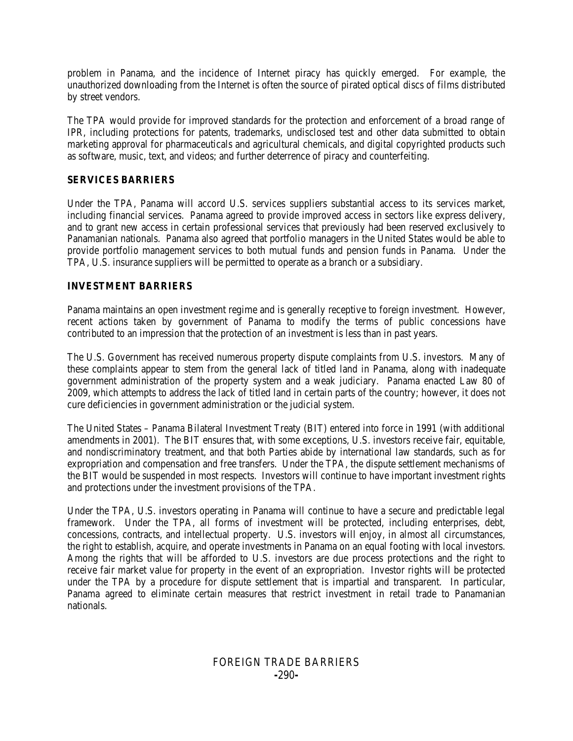problem in Panama, and the incidence of Internet piracy has quickly emerged. For example, the unauthorized downloading from the Internet is often the source of pirated optical discs of films distributed by street vendors.

The TPA would provide for improved standards for the protection and enforcement of a broad range of IPR, including protections for patents, trademarks, undisclosed test and other data submitted to obtain marketing approval for pharmaceuticals and agricultural chemicals, and digital copyrighted products such as software, music, text, and videos; and further deterrence of piracy and counterfeiting.

## SERVICES BARRIERS

Under the TPA, Panama will accord U.S. services suppliers substantial access to its services market, including financial services. Panama agreed to provide improved access in sectors like express delivery, and to grant new access in certain professional services that previously had been reserved exclusively to Panamanian nationals. Panama also agreed that portfolio managers in the United States would be able to provide portfolio management services to both mutual funds and pension funds in Panama. Under the TPA, U.S. insurance suppliers will be permitted to operate as a branch or a subsidiary.

## INVESTMENT BARRIERS

Panama maintains an open investment regime and is generally receptive to foreign investment. However, recent actions taken by government of Panama to modify the terms of public concessions have contributed to an impression that the protection of an investment is less than in past years.

The U.S. Government has received numerous property dispute complaints from U.S. investors. Many of these complaints appear to stem from the general lack of titled land in Panama, along with inadequate government administration of the property system and a weak judiciary. Panama enacted Law 80 of 2009, which attempts to address the lack of titled land in certain parts of the country; however, it does not cure deficiencies in government administration or the judicial system.

The United States – Panama Bilateral Investment Treaty (BIT) entered into force in 1991 (with additional amendments in 2001). The BIT ensures that, with some exceptions, U.S. investors receive fair, equitable, and nondiscriminatory treatment, and that both Parties abide by international law standards, such as for expropriation and compensation and free transfers. Under the TPA, the dispute settlement mechanisms of the BIT would be suspended in most respects. Investors will continue to have important investment rights and protections under the investment provisions of the TPA.

Under the TPA, U.S. investors operating in Panama will continue to have a secure and predictable legal framework. Under the TPA, all forms of investment will be protected, including enterprises, debt, concessions, contracts, and intellectual property. U.S. investors will enjoy, in almost all circumstances, the right to establish, acquire, and operate investments in Panama on an equal footing with local investors. Among the rights that will be afforded to U.S. investors are due process protections and the right to receive fair market value for property in the event of an expropriation. Investor rights will be protected under the TPA by a procedure for dispute settlement that is impartial and transparent. In particular, Panama agreed to eliminate certain measures that restrict investment in retail trade to Panamanian nationals.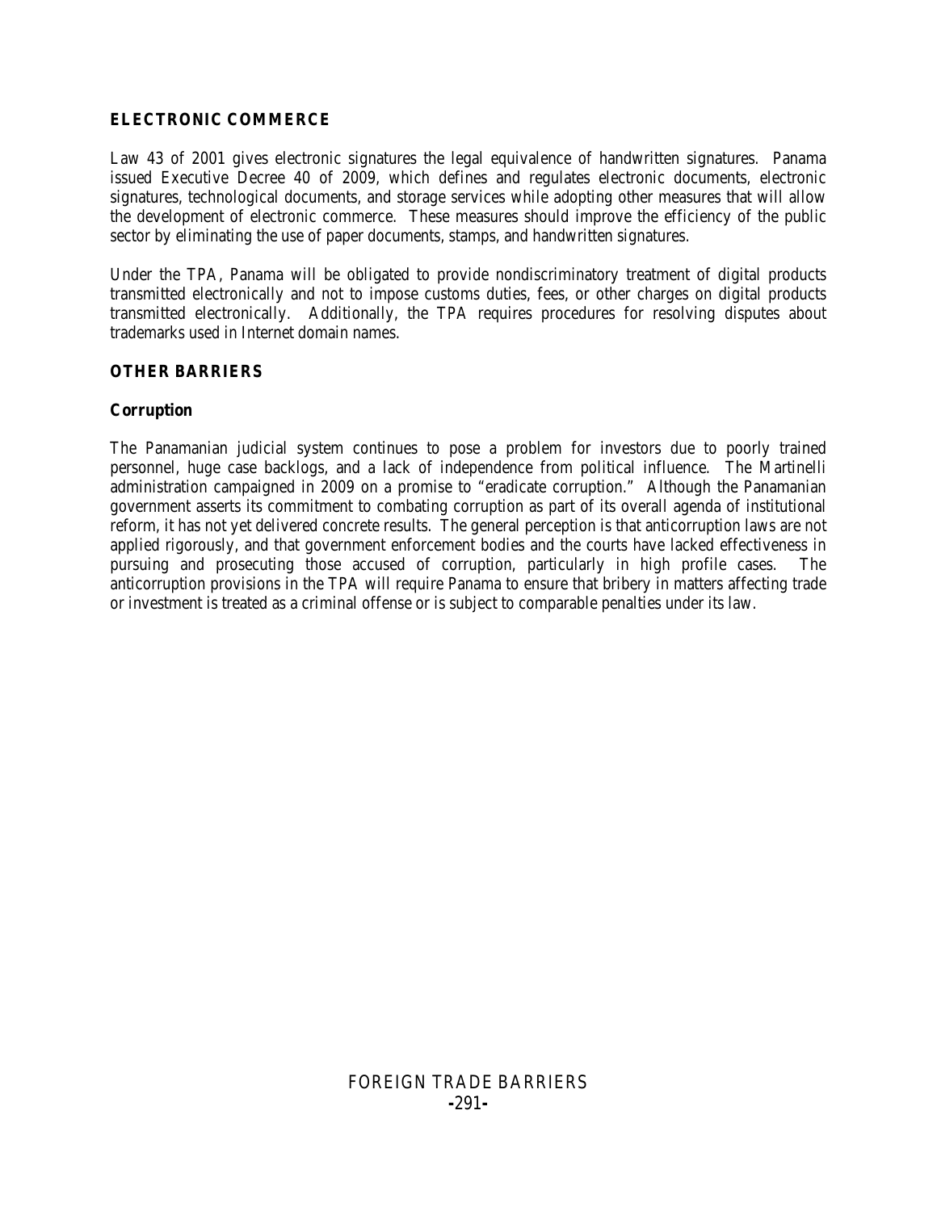## ELECTRONIC COMMERCE

Law 43 of 2001 gives electronic signatures the legal equivalence of handwritten signatures. Panama issued Executive Decree 40 of 2009, which defines and regulates electronic documents, electronic signatures, technological documents, and storage services while adopting other measures that will allow the development of electronic commerce. These measures should improve the efficiency of the public sector by eliminating the use of paper documents, stamps, and handwritten signatures.

Under the TPA, Panama will be obligated to provide nondiscriminatory treatment of digital products transmitted electronically and not to impose customs duties, fees, or other charges on digital products transmitted electronically. Additionally, the TPA requires procedures for resolving disputes about trademarks used in Internet domain names.

## OTHER BARRIERS

### Corruption

The Panamanian judicial system continues to pose a problem for investors due to poorly trained personnel, huge case backlogs, and a lack of independence from political influence. The Martinelli administration campaigned in 2009 on a promise to "eradicate corruption." Although the Panamanian government asserts its commitment to combating corruption as part of its overall agenda of institutional reform, it has not yet delivered concrete results. The general perception is that anticorruption laws are not applied rigorously, and that government enforcement bodies and the courts have lacked effectiveness in pursuing and prosecuting those accused of corruption, particularly in high profile cases. The anticorruption provisions in the TPA will require Panama to ensure that bribery in matters affecting trade or investment is treated as a criminal offense or is subject to comparable penalties under its law.